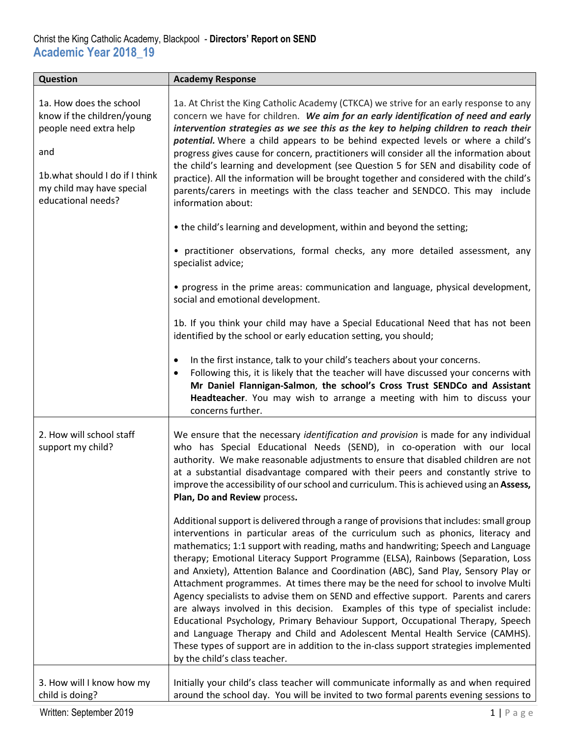Christ the King Catholic Academy, Blackpool - **Directors' Report on SEND**

## Academic Year 2018_19

| Question | Academy Response |
|---|---|
| 1a. How does the school know if the children/young people need extra help<br><br>and<br><br>1b.what should I do if I think my child may have special educational needs? | 1a. At Christ the King Catholic Academy (CTKCA) we strive for an early response to any concern we have for children. ***We aim for an early identification of need and early intervention strategies as we see this as the key to helping children to reach their potential.*** Where a child appears to be behind expected levels or where a child's progress gives cause for concern, practitioners will consider all the information about the child's learning and development (see Question 5 for SEN and disability code of practice). All the information will be brought together and considered with the child's parents/carers in meetings with the class teacher and SENDCO. This may include information about:<br><br>• the child's learning and development, within and beyond the setting;<br><br>• practitioner observations, formal checks, any more detailed assessment, any specialist advice;<br><br>• progress in the prime areas: communication and language, physical development, social and emotional development.<br><br>1b. If you think your child may have a Special Educational Need that has not been identified by the school or early education setting, you should;<br><br>• In the first instance, talk to your child's teachers about your concerns.<br>• Following this, it is likely that the teacher will have discussed your concerns with **Mr Daniel Flannigan-Salmon**, **the school's Cross Trust SENDCo and Assistant Headteacher**. You may wish to arrange a meeting with him to discuss your concerns further. |
| 2. How will school staff support my child? | We ensure that the necessary *identification and provision* is made for any individual who has Special Educational Needs (SEND), in co-operation with our local authority. We make reasonable adjustments to ensure that disabled children are not at a substantial disadvantage compared with their peers and constantly strive to improve the accessibility of our school and curriculum. This is achieved using an **Assess, Plan, Do and Review** process**.**<br><br>Additional support is delivered through a range of provisions that includes: small group interventions in particular areas of the curriculum such as phonics, literacy and mathematics; 1:1 support with reading, maths and handwriting; Speech and Language therapy; Emotional Literacy Support Programme (ELSA), Rainbows (Separation, Loss and Anxiety), Attention Balance and Coordination (ABC), Sand Play, Sensory Play or Attachment programmes. At times there may be the need for school to involve Multi Agency specialists to advise them on SEND and effective support. Parents and carers are always involved in this decision. Examples of this type of specialist include: Educational Psychology, Primary Behaviour Support, Occupational Therapy, Speech and Language Therapy and Child and Adolescent Mental Health Service (CAMHS). These types of support are in addition to the in-class support strategies implemented by the child's class teacher. |
| 3. How will I know how my child is doing? | Initially your child's class teacher will communicate informally as and when required around the school day. You will be invited to two formal parents evening sessions to |

Written: September 2019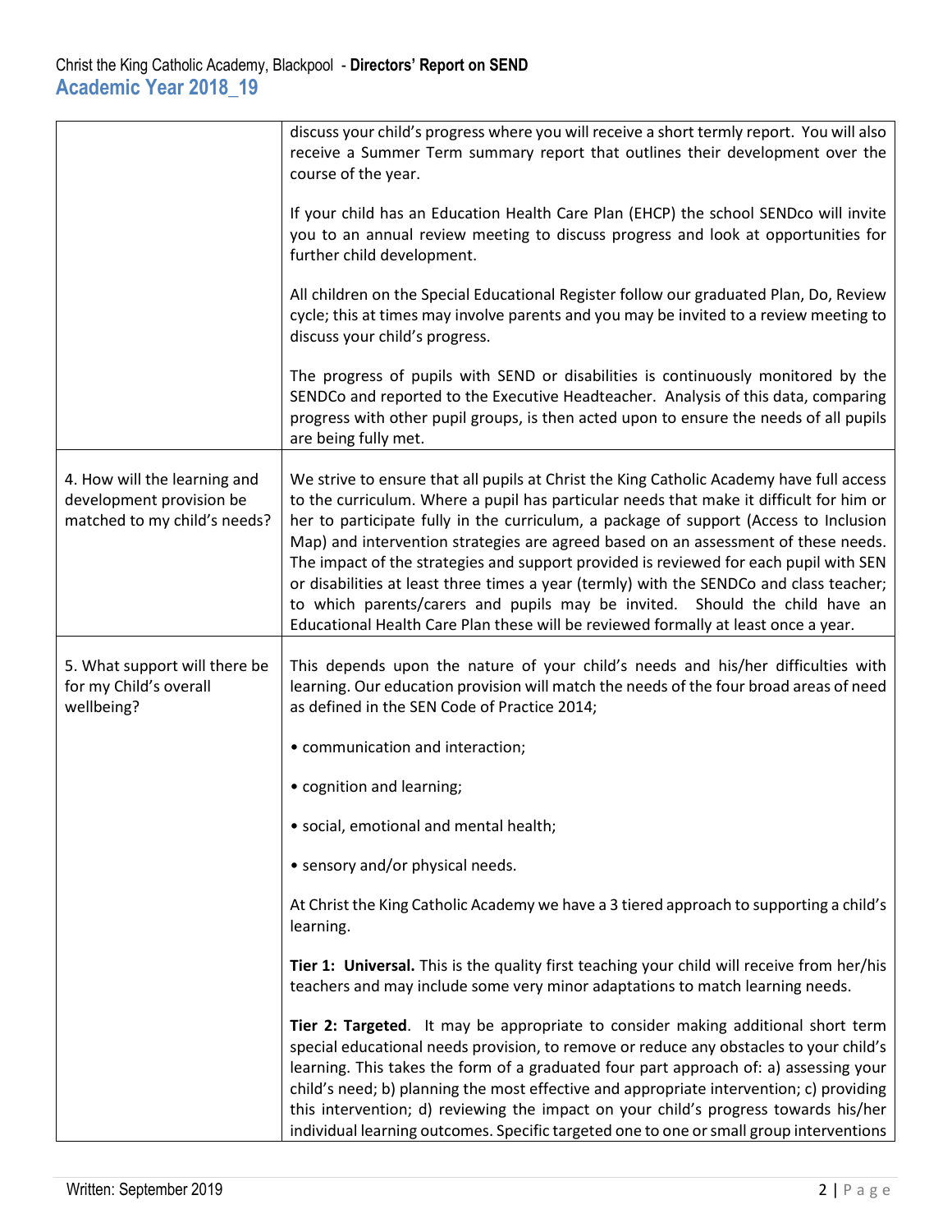| | |
|---|---|
| | discuss your child's progress where you will receive a short termly report. You will also receive a Summer Term summary report that outlines their development over the course of the year.<br><br>If your child has an Education Health Care Plan (EHCP) the school SENDco will invite you to an annual review meeting to discuss progress and look at opportunities for further child development.<br><br>All children on the Special Educational Register follow our graduated Plan, Do, Review cycle; this at times may involve parents and you may be invited to a review meeting to discuss your child's progress.<br><br>The progress of pupils with SEND or disabilities is continuously monitored by the SENDCo and reported to the Executive Headteacher. Analysis of this data, comparing progress with other pupil groups, is then acted upon to ensure the needs of all pupils are being fully met. |
| 4. How will the learning and development provision be matched to my child's needs? | We strive to ensure that all pupils at Christ the King Catholic Academy have full access to the curriculum. Where a pupil has particular needs that make it difficult for him or her to participate fully in the curriculum, a package of support (Access to Inclusion Map) and intervention strategies are agreed based on an assessment of these needs. The impact of the strategies and support provided is reviewed for each pupil with SEN or disabilities at least three times a year (termly) with the SENDCo and class teacher; to which parents/carers and pupils may be invited. Should the child have an Educational Health Care Plan these will be reviewed formally at least once a year. |
| 5. What support will there be for my Child's overall wellbeing? | This depends upon the nature of your child's needs and his/her difficulties with learning. Our education provision will match the needs of the four broad areas of need as defined in the SEN Code of Practice 2014;<br><br>• communication and interaction;<br><br>• cognition and learning;<br><br>• social, emotional and mental health;<br><br>• sensory and/or physical needs.<br><br>At Christ the King Catholic Academy we have a 3 tiered approach to supporting a child's learning.<br><br>**Tier 1: Universal.** This is the quality first teaching your child will receive from her/his teachers and may include some very minor adaptations to match learning needs.<br><br>**Tier 2: Targeted**. It may be appropriate to consider making additional short term special educational needs provision, to remove or reduce any obstacles to your child's learning. This takes the form of a graduated four part approach of: a) assessing your child's need; b) planning the most effective and appropriate intervention; c) providing this intervention; d) reviewing the impact on your child's progress towards his/her individual learning outcomes. Specific targeted one to one or small group interventions |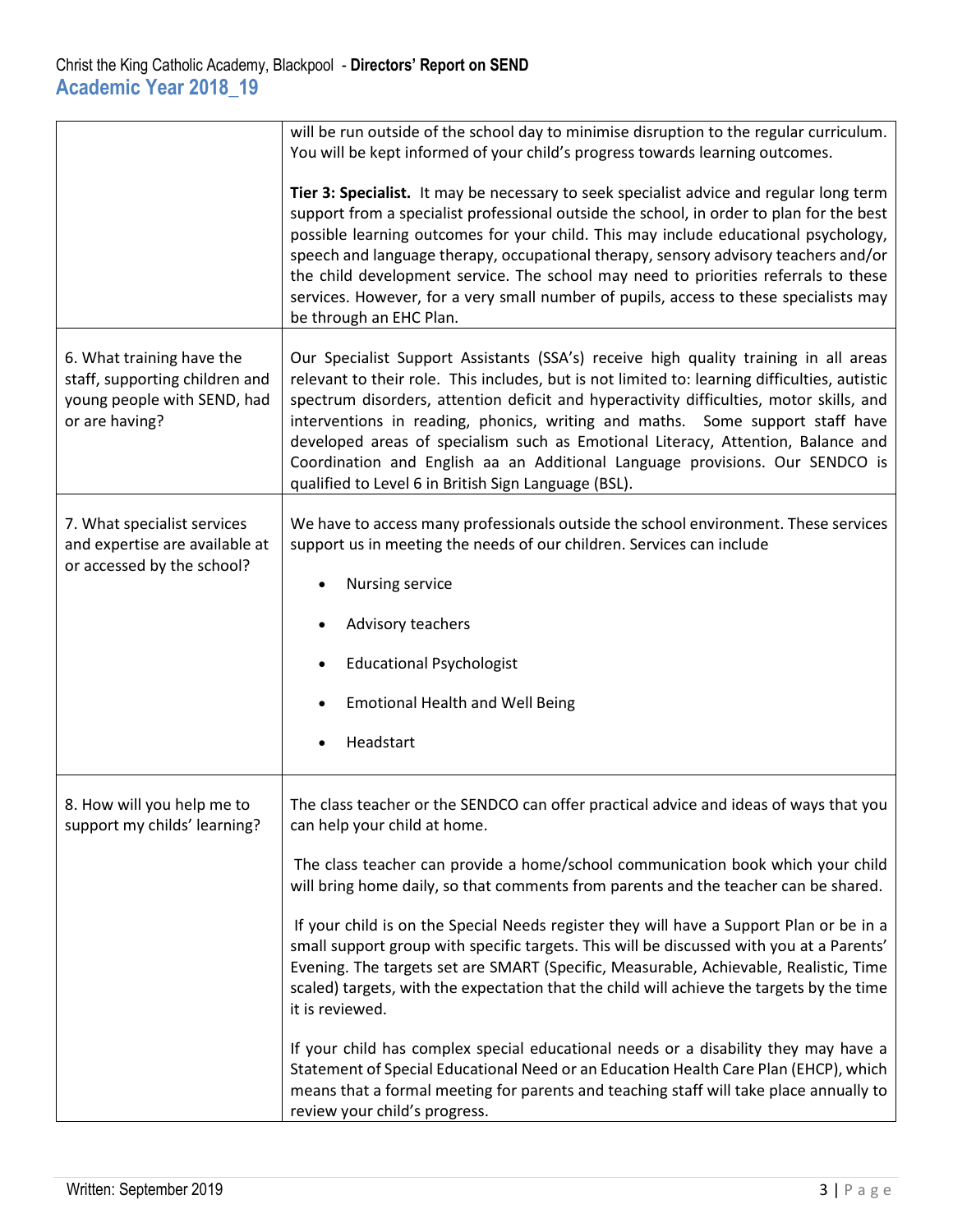| | |
|---|---|
| | will be run outside of the school day to minimise disruption to the regular curriculum. You will be kept informed of your child's progress towards learning outcomes.<br><br>**Tier 3: Specialist.** It may be necessary to seek specialist advice and regular long term support from a specialist professional outside the school, in order to plan for the best possible learning outcomes for your child. This may include educational psychology, speech and language therapy, occupational therapy, sensory advisory teachers and/or the child development service. The school may need to priorities referrals to these services. However, for a very small number of pupils, access to these specialists may be through an EHC Plan. |
| 6. What training have the staff, supporting children and young people with SEND, had or are having? | Our Specialist Support Assistants (SSA's) receive high quality training in all areas relevant to their role. This includes, but is not limited to: learning difficulties, autistic spectrum disorders, attention deficit and hyperactivity difficulties, motor skills, and interventions in reading, phonics, writing and maths. Some support staff have developed areas of specialism such as Emotional Literacy, Attention, Balance and Coordination and English aa an Additional Language provisions. Our SENDCO is qualified to Level 6 in British Sign Language (BSL). |
| 7. What specialist services and expertise are available at or accessed by the school? | We have to access many professionals outside the school environment. These services support us in meeting the needs of our children. Services can include<br><br>• Nursing service<br>• Advisory teachers<br>• Educational Psychologist<br>• Emotional Health and Well Being<br>• Headstart |
| 8. How will you help me to support my childs' learning? | The class teacher or the SENDCO can offer practical advice and ideas of ways that you can help your child at home.<br><br>The class teacher can provide a home/school communication book which your child will bring home daily, so that comments from parents and the teacher can be shared.<br><br>If your child is on the Special Needs register they will have a Support Plan or be in a small support group with specific targets. This will be discussed with you at a Parents' Evening. The targets set are SMART (Specific, Measurable, Achievable, Realistic, Time scaled) targets, with the expectation that the child will achieve the targets by the time it is reviewed.<br><br>If your child has complex special educational needs or a disability they may have a Statement of Special Educational Need or an Education Health Care Plan (EHCP), which means that a formal meeting for parents and teaching staff will take place annually to review your child's progress. |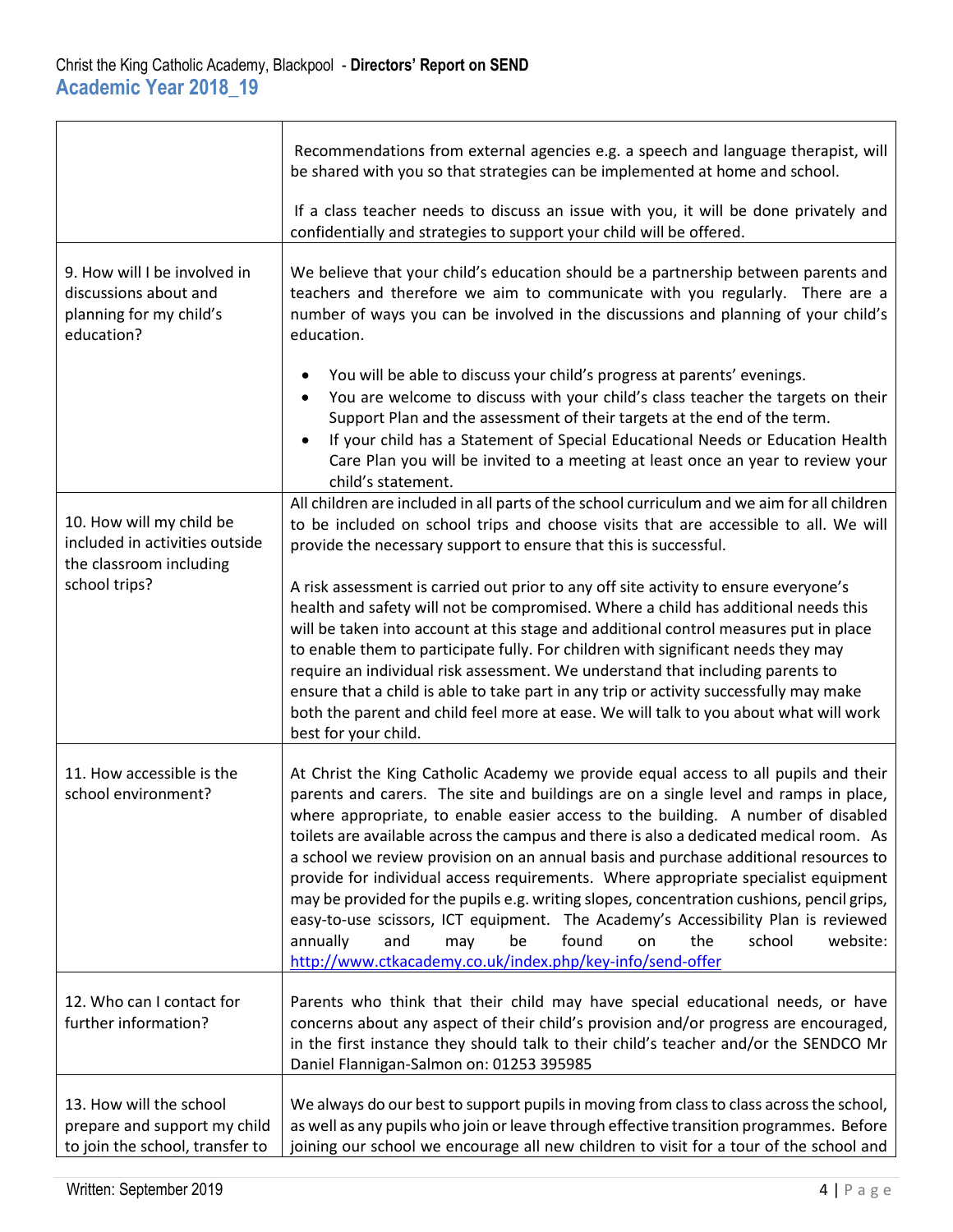| | |
|---|---|
| | Recommendations from external agencies e.g. a speech and language therapist, will be shared with you so that strategies can be implemented at home and school.<br><br>If a class teacher needs to discuss an issue with you, it will be done privately and confidentially and strategies to support your child will be offered. |
| 9. How will I be involved in discussions about and planning for my child's education? | We believe that your child's education should be a partnership between parents and teachers and therefore we aim to communicate with you regularly. There are a number of ways you can be involved in the discussions and planning of your child's education.<br><br>• You will be able to discuss your child's progress at parents' evenings.<br>• You are welcome to discuss with your child's class teacher the targets on their Support Plan and the assessment of their targets at the end of the term.<br>• If your child has a Statement of Special Educational Needs or Education Health Care Plan you will be invited to a meeting at least once an year to review your child's statement. |
| 10. How will my child be included in activities outside the classroom including school trips? | All children are included in all parts of the school curriculum and we aim for all children to be included on school trips and choose visits that are accessible to all. We will provide the necessary support to ensure that this is successful.<br><br>A risk assessment is carried out prior to any off site activity to ensure everyone's health and safety will not be compromised. Where a child has additional needs this will be taken into account at this stage and additional control measures put in place to enable them to participate fully. For children with significant needs they may require an individual risk assessment. We understand that including parents to ensure that a child is able to take part in any trip or activity successfully may make both the parent and child feel more at ease. We will talk to you about what will work best for your child. |
| 11. How accessible is the school environment? | At Christ the King Catholic Academy we provide equal access to all pupils and their parents and carers. The site and buildings are on a single level and ramps in place, where appropriate, to enable easier access to the building. A number of disabled toilets are available across the campus and there is also a dedicated medical room. As a school we review provision on an annual basis and purchase additional resources to provide for individual access requirements. Where appropriate specialist equipment may be provided for the pupils e.g. writing slopes, concentration cushions, pencil grips, easy-to-use scissors, ICT equipment. The Academy's Accessibility Plan is reviewed annually and may be found on the school website: http://www.ctkacademy.co.uk/index.php/key-info/send-offer |
| 12. Who can I contact for further information? | Parents who think that their child may have special educational needs, or have concerns about any aspect of their child's provision and/or progress are encouraged, in the first instance they should talk to their child's teacher and/or the SENDCO Mr Daniel Flannigan-Salmon on: 01253 395985 |
| 13. How will the school prepare and support my child to join the school, transfer to | We always do our best to support pupils in moving from class to class across the school, as well as any pupils who join or leave through effective transition programmes. Before joining our school we encourage all new children to visit for a tour of the school and |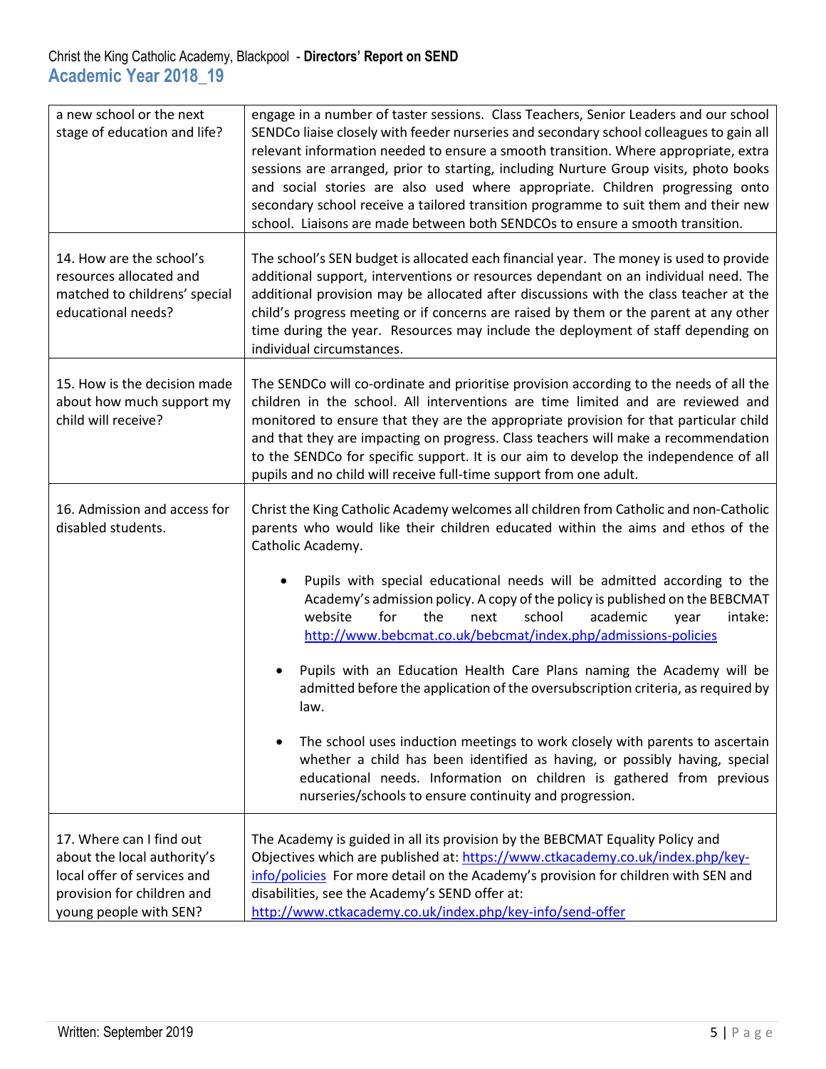| a new school or the next stage of education and life? | engage in a number of taster sessions. Class Teachers, Senior Leaders and our school SENDCo liaise closely with feeder nurseries and secondary school colleagues to gain all relevant information needed to ensure a smooth transition. Where appropriate, extra sessions are arranged, prior to starting, including Nurture Group visits, photo books and social stories are also used where appropriate. Children progressing onto secondary school receive a tailored transition programme to suit them and their new school. Liaisons are made between both SENDCOs to ensure a smooth transition. |
|---|---|
| 14. How are the school's resources allocated and matched to childrens' special educational needs? | The school's SEN budget is allocated each financial year. The money is used to provide additional support, interventions or resources dependant on an individual need. The additional provision may be allocated after discussions with the class teacher at the child's progress meeting or if concerns are raised by them or the parent at any other time during the year. Resources may include the deployment of staff depending on individual circumstances. |
| 15. How is the decision made about how much support my child will receive? | The SENDCo will co-ordinate and prioritise provision according to the needs of all the children in the school. All interventions are time limited and are reviewed and monitored to ensure that they are the appropriate provision for that particular child and that they are impacting on progress. Class teachers will make a recommendation to the SENDCo for specific support. It is our aim to develop the independence of all pupils and no child will receive full-time support from one adult. |
| 16. Admission and access for disabled students. | Christ the King Catholic Academy welcomes all children from Catholic and non-Catholic parents who would like their children educated within the aims and ethos of the Catholic Academy.<br><br>• Pupils with special educational needs will be admitted according to the Academy's admission policy. A copy of the policy is published on the BEBCMAT website for the next school academic year intake: http://www.bebcmat.co.uk/bebcmat/index.php/admissions-policies<br><br>• Pupils with an Education Health Care Plans naming the Academy will be admitted before the application of the oversubscription criteria, as required by law.<br><br>• The school uses induction meetings to work closely with parents to ascertain whether a child has been identified as having, or possibly having, special educational needs. Information on children is gathered from previous nurseries/schools to ensure continuity and progression. |
| 17. Where can I find out about the local authority's local offer of services and provision for children and young people with SEN? | The Academy is guided in all its provision by the BEBCMAT Equality Policy and Objectives which are published at: https://www.ctkacademy.co.uk/index.php/key-info/policies For more detail on the Academy's provision for children with SEN and disabilities, see the Academy's SEND offer at: http://www.ctkacademy.co.uk/index.php/key-info/send-offer |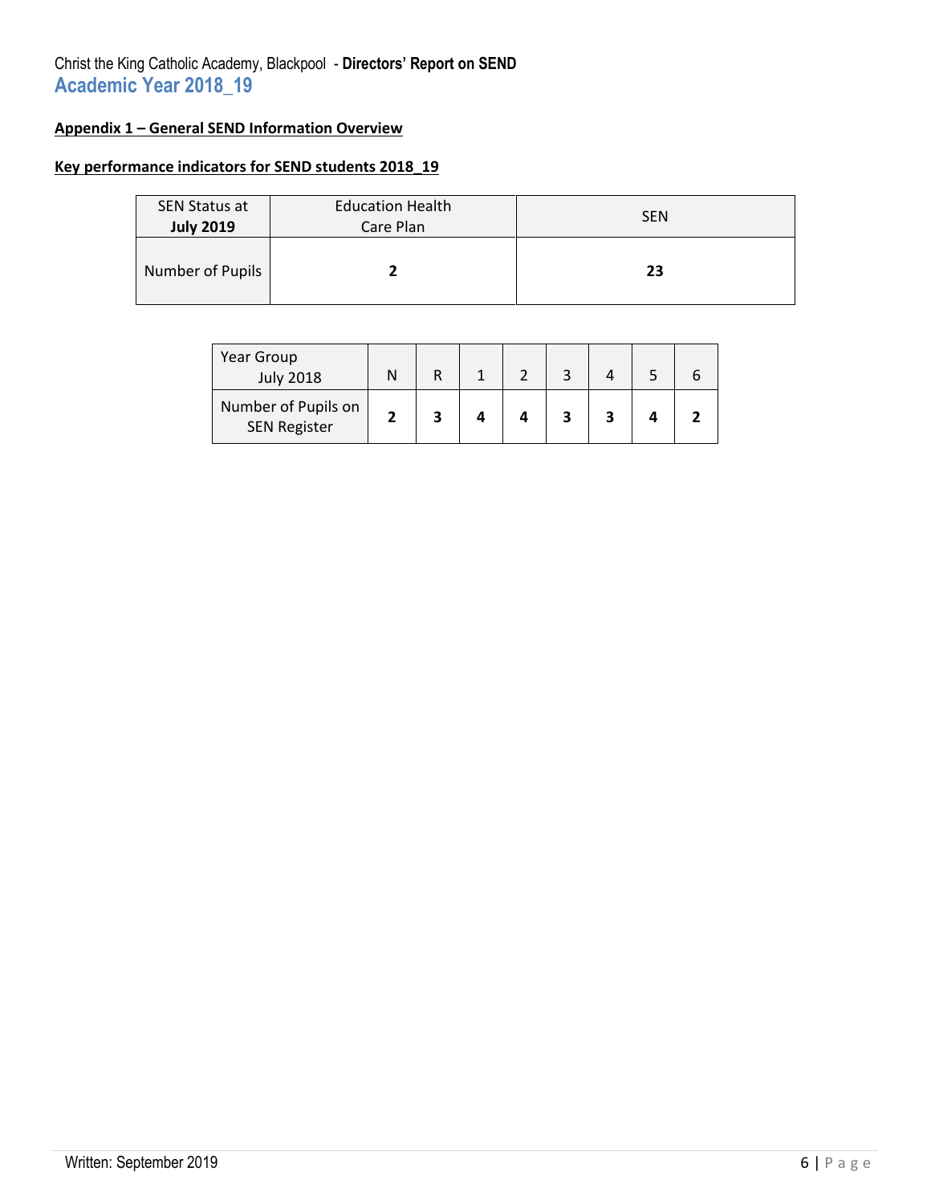## Appendix 1 – General SEND Information Overview

### Key performance indicators for SEND students 2018_19

| SEN Status at **July 2019** | Education Health Care Plan | SEN |
|---|---|---|
| Number of Pupils | **2** | **23** |

| Year Group July 2018 | N | R | 1 | 2 | 3 | 4 | 5 | 6 |
|---|---|---|---|---|---|---|---|---|
| Number of Pupils on SEN Register | **2** | **3** | **4** | **4** | **3** | **3** | **4** | **2** |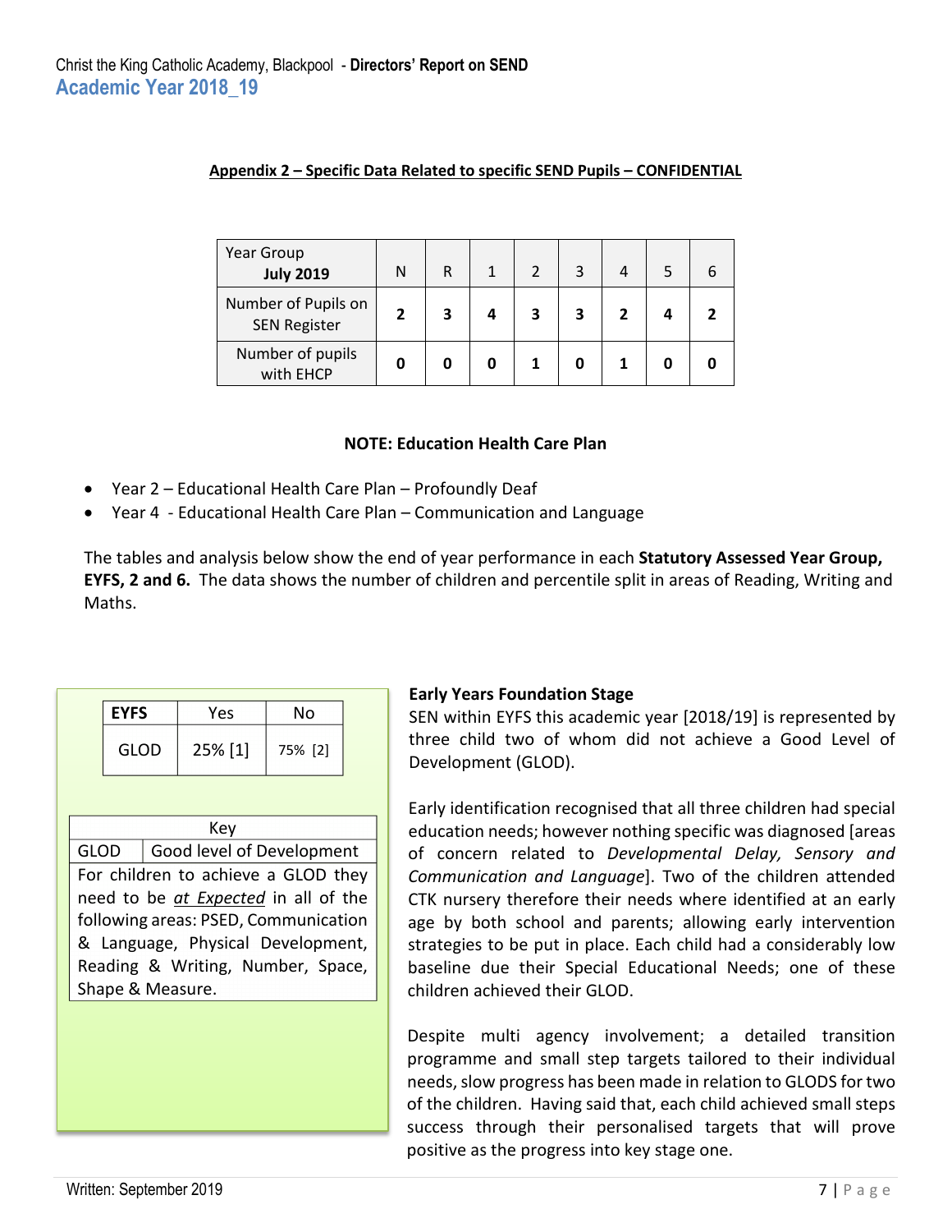Christ the King Catholic Academy, Blackpool - **Directors' Report on SEND**

## Academic Year 2018_19

**Appendix 2 – Specific Data Related to specific SEND Pupils – CONFIDENTIAL**

| Year Group **July 2019** | N | R | 1 | 2 | 3 | 4 | 5 | 6 |
|---|---|---|---|---|---|---|---|---|
| Number of Pupils on SEN Register | **2** | **3** | **4** | **3** | **3** | **2** | **4** | **2** |
| Number of pupils with EHCP | **0** | **0** | **0** | **1** | **0** | **1** | **0** | **0** |

**NOTE: Education Health Care Plan**

- Year 2 – Educational Health Care Plan – Profoundly Deaf
- Year 4 - Educational Health Care Plan – Communication and Language

The tables and analysis below show the end of year performance in each **Statutory Assessed Year Group, EYFS, 2 and 6.** The data shows the number of children and percentile split in areas of Reading, Writing and Maths.

| **EYFS** | Yes | No |
|---|---|---|
| GLOD | 25% [1] | 75% [2] |

| Key | |
|---|---|
| GLOD | Good level of Development |
| For children to achieve a GLOD they need to be *at Expected* in all of the following areas: PSED, Communication & Language, Physical Development, Reading & Writing, Number, Space, Shape & Measure. | |

**Early Years Foundation Stage**

SEN within EYFS this academic year [2018/19] is represented by three child two of whom did not achieve a Good Level of Development (GLOD).

Early identification recognised that all three children had special education needs; however nothing specific was diagnosed [areas of concern related to *Developmental Delay, Sensory and Communication and Language*]. Two of the children attended CTK nursery therefore their needs where identified at an early age by both school and parents; allowing early intervention strategies to be put in place. Each child had a considerably low baseline due their Special Educational Needs; one of these children achieved their GLOD.

Despite multi agency involvement; a detailed transition programme and small step targets tailored to their individual needs, slow progress has been made in relation to GLODS for two of the children. Having said that, each child achieved small steps success through their personalised targets that will prove positive as the progress into key stage one.

Written: September 2019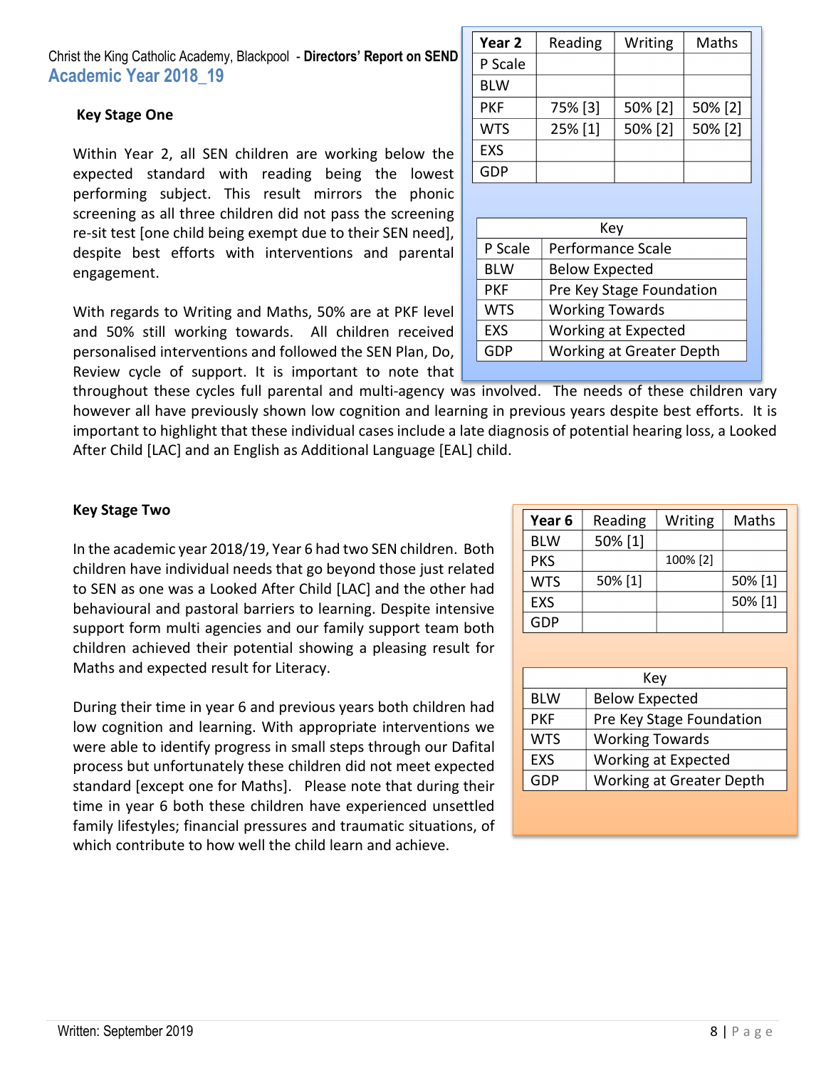Christ the King Catholic Academy, Blackpool - **Directors' Report on SEND**

## Academic Year 2018_19

### Key Stage One

| Year 2 | Reading | Writing | Maths |
|---|---|---|---|
| P Scale | | | |
| BLW | | | |
| PKF | 75% [3] | 50% [2] | 50% [2] |
| WTS | 25% [1] | 50% [2] | 50% [2] |
| EXS | | | |
| GDP | | | |

| Key | |
|---|---|
| P Scale | Performance Scale |
| BLW | Below Expected |
| PKF | Pre Key Stage Foundation |
| WTS | Working Towards |
| EXS | Working at Expected |
| GDP | Working at Greater Depth |

Within Year 2, all SEN children are working below the expected standard with reading being the lowest performing subject. This result mirrors the phonic screening as all three children did not pass the screening re-sit test [one child being exempt due to their SEN need], despite best efforts with interventions and parental engagement.

With regards to Writing and Maths, 50% are at PKF level and 50% still working towards. All children received personalised interventions and followed the SEN Plan, Do, Review cycle of support. It is important to note that throughout these cycles full parental and multi-agency was involved. The needs of these children vary however all have previously shown low cognition and learning in previous years despite best efforts. It is important to highlight that these individual cases include a late diagnosis of potential hearing loss, a Looked After Child [LAC] and an English as Additional Language [EAL] child.

### Key Stage Two

| Year 6 | Reading | Writing | Maths |
|---|---|---|---|
| BLW | 50% [1] | | |
| PKS | | 100% [2] | |
| WTS | 50% [1] | | 50% [1] |
| EXS | | | 50% [1] |
| GDP | | | |

| Key | |
|---|---|
| BLW | Below Expected |
| PKF | Pre Key Stage Foundation |
| WTS | Working Towards |
| EXS | Working at Expected |
| GDP | Working at Greater Depth |

In the academic year 2018/19, Year 6 had two SEN children. Both children have individual needs that go beyond those just related to SEN as one was a Looked After Child [LAC] and the other had behavioural and pastoral barriers to learning. Despite intensive support form multi agencies and our family support team both children achieved their potential showing a pleasing result for Maths and expected result for Literacy.

During their time in year 6 and previous years both children had low cognition and learning. With appropriate interventions we were able to identify progress in small steps through our Dafital process but unfortunately these children did not meet expected standard [except one for Maths]. Please note that during their time in year 6 both these children have experienced unsettled family lifestyles; financial pressures and traumatic situations, of which contribute to how well the child learn and achieve.

Written: September 2019